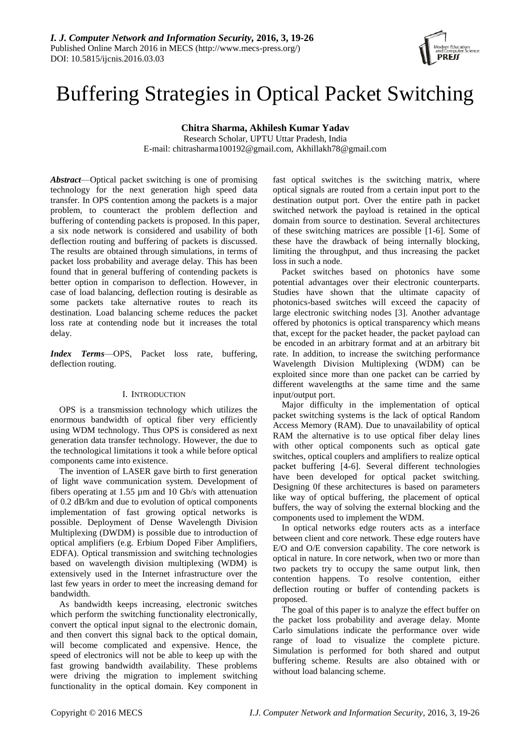# Buffering Strategies in Optical Packet Switching

**Chitra Sharma, Akhilesh Kumar Yadav**

Research Scholar, UPTU Uttar Pradesh, India

E-mail: chitrasharma100192@gmail.com, Akhillakh78@gmail.com

***Abstract***—Optical packet switching is one of promising technology for the next generation high speed data transfer. In OPS contention among the packets is a major problem, to counteract the problem deflection and buffering of contending packets is proposed. In this paper, a six node network is considered and usability of both deflection routing and buffering of packets is discussed. The results are obtained through simulations, in terms of packet loss probability and average delay. This has been found that in general buffering of contending packets is better option in comparison to deflection. However, in case of load balancing, deflection routing is desirable as some packets take alternative routes to reach its destination. Load balancing scheme reduces the packet loss rate at contending node but it increases the total delay.

***Index Terms***—OPS, Packet loss rate, buffering, deflection routing.

## I. INTRODUCTION

OPS is a transmission technology which utilizes the enormous bandwidth of optical fiber very efficiently using WDM technology. Thus OPS is considered as next generation data transfer technology. However, the due to the technological limitations it took a while before optical components came into existence.

The invention of LASER gave birth to first generation of light wave communication system. Development of fibers operating at 1.55 μm and 10 Gb/s with attenuation of 0.2 dB/km and due to evolution of optical components implementation of fast growing optical networks is possible. Deployment of Dense Wavelength Division Multiplexing (DWDM) is possible due to introduction of optical amplifiers (e.g. Erbium Doped Fiber Amplifiers, EDFA). Optical transmission and switching technologies based on wavelength division multiplexing (WDM) is extensively used in the Internet infrastructure over the last few years in order to meet the increasing demand for bandwidth.

As bandwidth keeps increasing, electronic switches which perform the switching functionality electronically, convert the optical input signal to the electronic domain, and then convert this signal back to the optical domain, will become complicated and expensive. Hence, the speed of electronics will not be able to keep up with the fast growing bandwidth availability. These problems were driving the migration to implement switching functionality in the optical domain. Key component in fast optical switches is the switching matrix, where optical signals are routed from a certain input port to the destination output port. Over the entire path in packet switched network the payload is retained in the optical domain from source to destination. Several architectures of these switching matrices are possible [1-6]. Some of these have the drawback of being internally blocking, limiting the throughput, and thus increasing the packet loss in such a node.

Packet switches based on photonics have some potential advantages over their electronic counterparts. Studies have shown that the ultimate capacity of photonics-based switches will exceed the capacity of large electronic switching nodes [3]. Another advantage offered by photonics is optical transparency which means that, except for the packet header, the packet payload can be encoded in an arbitrary format and at an arbitrary bit rate. In addition, to increase the switching performance Wavelength Division Multiplexing (WDM) can be exploited since more than one packet can be carried by different wavelengths at the same time and the same input/output port.

Major difficulty in the implementation of optical packet switching systems is the lack of optical Random Access Memory (RAM). Due to unavailability of optical RAM the alternative is to use optical fiber delay lines with other optical components such as optical gate switches, optical couplers and amplifiers to realize optical packet buffering [4-6]. Several different technologies have been developed for optical packet switching. Designing 0f these architectures is based on parameters like way of optical buffering, the placement of optical buffers, the way of solving the external blocking and the components used to implement the WDM.

In optical networks edge routers acts as a interface between client and core network. These edge routers have E/O and O/E conversion capability. The core network is optical in nature. In core network, when two or more than two packets try to occupy the same output link, then contention happens. To resolve contention, either deflection routing or buffer of contending packets is proposed.

The goal of this paper is to analyze the effect buffer on the packet loss probability and average delay. Monte Carlo simulations indicate the performance over wide range of load to visualize the complete picture. Simulation is performed for both shared and output buffering scheme. Results are also obtained with or without load balancing scheme.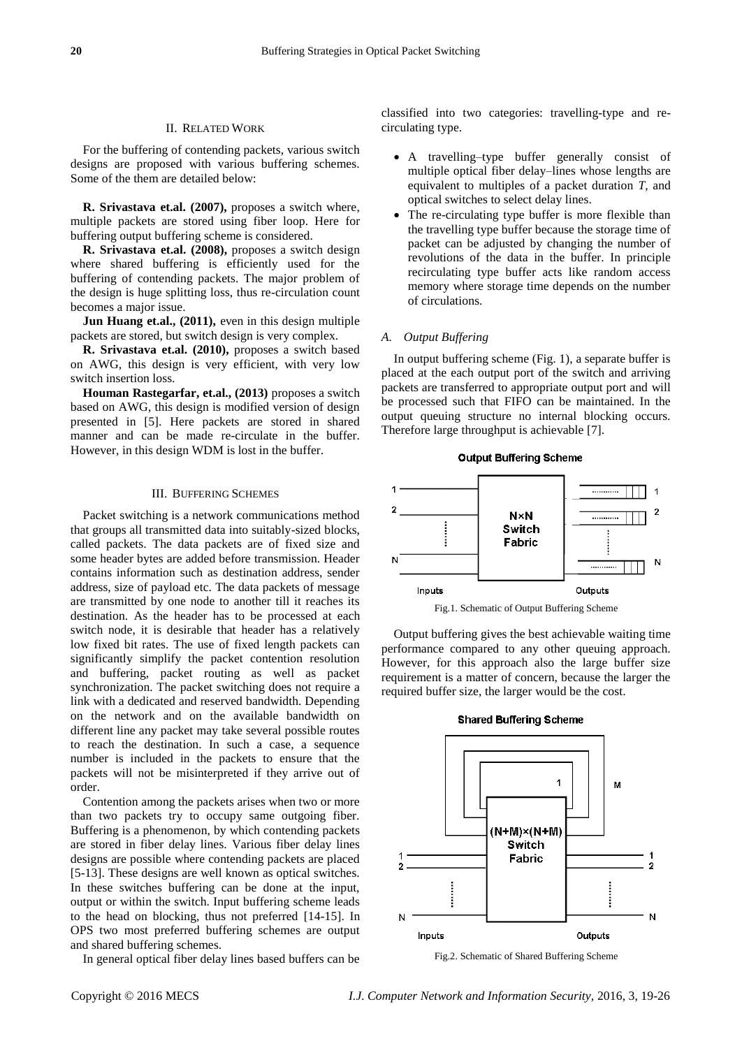## II. Related Work

For the buffering of contending packets, various switch designs are proposed with various buffering schemes. Some of the them are detailed below:

**R. Srivastava et.al. (2007),** proposes a switch where, multiple packets are stored using fiber loop. Here for buffering output buffering scheme is considered.

**R. Srivastava et.al. (2008),** proposes a switch design where shared buffering is efficiently used for the buffering of contending packets. The major problem of the design is huge splitting loss, thus re-circulation count becomes a major issue.

**Jun Huang et.al., (2011),** even in this design multiple packets are stored, but switch design is very complex.

**R. Srivastava et.al. (2010),** proposes a switch based on AWG, this design is very efficient, with very low switch insertion loss.

**Houman Rastegarfar, et.al., (2013)** proposes a switch based on AWG, this design is modified version of design presented in [5]. Here packets are stored in shared manner and can be made re-circulate in the buffer. However, in this design WDM is lost in the buffer.

## III. Buffering Schemes

Packet switching is a network communications method that groups all transmitted data into suitably-sized blocks, called packets. The data packets are of fixed size and some header bytes are added before transmission. Header contains information such as destination address, sender address, size of payload etc. The data packets of message are transmitted by one node to another till it reaches its destination. As the header has to be processed at each switch node, it is desirable that header has a relatively low fixed bit rates. The use of fixed length packets can significantly simplify the packet contention resolution and buffering, packet routing as well as packet synchronization. The packet switching does not require a link with a dedicated and reserved bandwidth. Depending on the network and on the available bandwidth on different line any packet may take several possible routes to reach the destination. In such a case, a sequence number is included in the packets to ensure that the packets will not be misinterpreted if they arrive out of order.

Contention among the packets arises when two or more than two packets try to occupy same outgoing fiber. Buffering is a phenomenon, by which contending packets are stored in fiber delay lines. Various fiber delay lines designs are possible where contending packets are placed [5-13]. These designs are well known as optical switches. In these switches buffering can be done at the input, output or within the switch. Input buffering scheme leads to the head on blocking, thus not preferred [14-15]. In OPS two most preferred buffering schemes are output and shared buffering schemes.

In general optical fiber delay lines based buffers can be classified into two categories: travelling-type and re-circulating type.

- A travelling–type buffer generally consist of multiple optical fiber delay–lines whose lengths are equivalent to multiples of a packet duration *T*, and optical switches to select delay lines.
- The re-circulating type buffer is more flexible than the travelling type buffer because the storage time of packet can be adjusted by changing the number of revolutions of the data in the buffer. In principle recirculating type buffer acts like random access memory where storage time depends on the number of circulations.

### A. Output Buffering

In output buffering scheme (Fig. 1), a separate buffer is placed at the each output port of the switch and arriving packets are transferred to appropriate output port and will be processed such that FIFO can be maintained. In the output queuing structure no internal blocking occurs. Therefore large throughput is achievable [7].

Fig.1. Schematic of Output Buffering Scheme

Output buffering gives the best achievable waiting time performance compared to any other queuing approach. However, for this approach also the large buffer size requirement is a matter of concern, because the larger the required buffer size, the larger would be the cost.

Fig.2. Schematic of Shared Buffering Scheme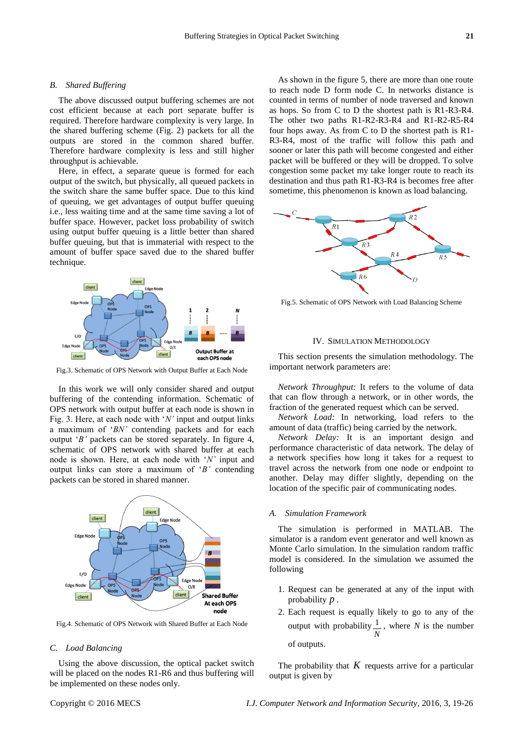### B. Shared Buffering

The above discussed output buffering schemes are not cost efficient because at each port separate buffer is required. Therefore hardware complexity is very large. In the shared buffering scheme (Fig. 2) packets for all the outputs are stored in the common shared buffer. Therefore hardware complexity is less and still higher throughput is achievable.

Here, in effect, a separate queue is formed for each output of the switch, but physically, all queued packets in the switch share the same buffer space. Due to this kind of queuing, we get advantages of output buffer queuing i.e., less waiting time and at the same time saving a lot of buffer space. However, packet loss probability of switch using output buffer queuing is a little better than shared buffer queuing, but that is immaterial with respect to the amount of buffer space saved due to the shared buffer technique.

Fig.3. Schematic of OPS Network with Output Buffer at Each Node

In this work we will only consider shared and output buffering of the contending information. Schematic of OPS network with output buffer at each node is shown in Fig. 3. Here, at each node with '*N'* input and output links a maximum of '*BN*' contending packets and for each output '*B'* packets can be stored separately. In figure 4, schematic of OPS network with shared buffer at each node is shown. Here, at each node with '*N'* input and output links can store a maximum of '*B'* contending packets can be stored in shared manner.

Fig.4. Schematic of OPS Network with Shared Buffer at Each Node

### C. Load Balancing

Using the above discussion, the optical packet switch will be placed on the nodes R1-R6 and thus buffering will be implemented on these nodes only.

As shown in the figure 5, there are more than one route to reach node D form node C. In networks distance is counted in terms of number of node traversed and known as hops. So from C to D the shortest path is R1-R3-R4. The other two paths R1-R2-R3-R4 and R1-R2-R5-R4 four hops away. As from C to D the shortest path is R1-R3-R4, most of the traffic will follow this path and sooner or later this path will become congested and either packet will be buffered or they will be dropped. To solve congestion some packet my take longer route to reach its destination and thus path R1-R3-R4 is becomes free after sometime, this phenomenon is known as load balancing.

Fig.5. Schematic of OPS Network with Load Balancing Scheme

## IV. Simulation Methodology

This section presents the simulation methodology. The important network parameters are:

*Network Throughput:* It refers to the volume of data that can flow through a network, or in other words, the fraction of the generated request which can be served.

*Network Load:* In networking, load refers to the amount of data (traffic) being carried by the network.

*Network Delay:* It is an important design and performance characteristic of data network. The delay of a network specifies how long it takes for a request to travel across the network from one node or endpoint to another. Delay may differ slightly, depending on the location of the specific pair of communicating nodes.

### A. Simulation Framework

The simulation is performed in MATLAB. The simulator is a random event generator and well known as Monte Carlo simulation. In the simulation random traffic model is considered. In the simulation we assumed the following

1. Request can be generated at any of the input with probability $p$.
2. Each request is equally likely to go to any of the output with probability $\frac{1}{N}$, where $N$ is the number of outputs.

The probability that $K$ requests arrive for a particular output is given by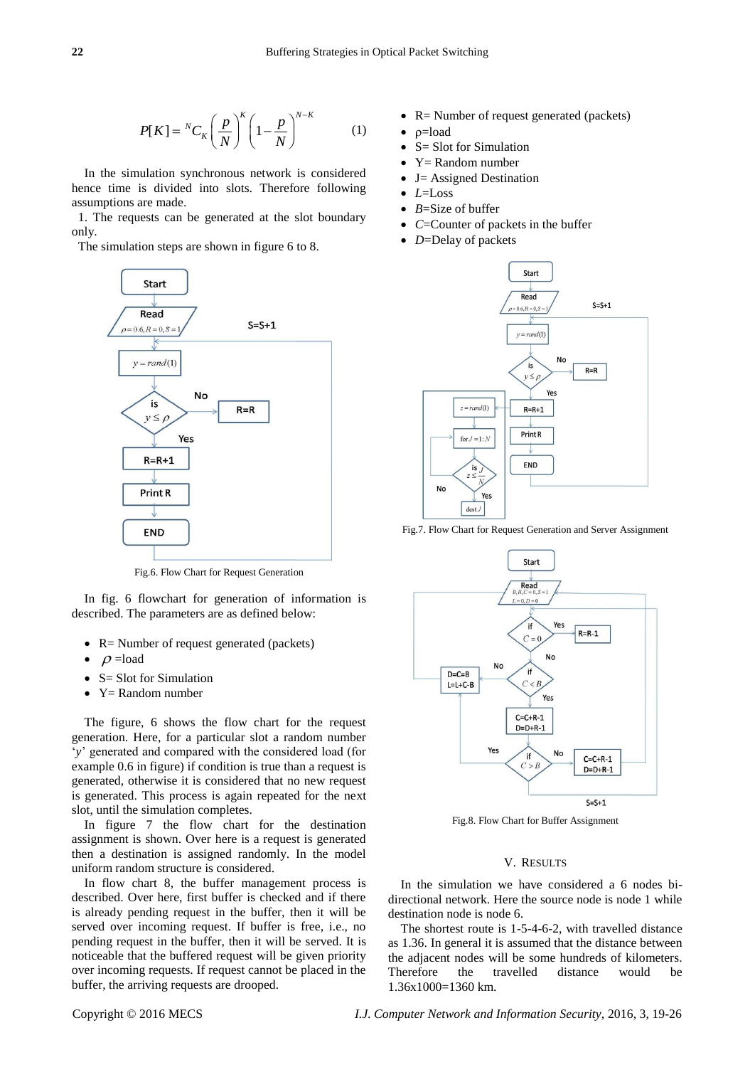$$P[K] = {}^{N}C_{K}\left(\frac{p}{N}\right)^{K}\left(1-\frac{p}{N}\right)^{N-K} \quad (1)$$

In the simulation synchronous network is considered hence time is divided into slots. Therefore following assumptions are made.

1. The requests can be generated at the slot boundary only.

The simulation steps are shown in figure 6 to 8.

Fig.6. Flow Chart for Request Generation

In fig. 6 flowchart for generation of information is described. The parameters are as defined below:

- R= Number of request generated (packets)
- $\rho$ =load
- S= Slot for Simulation
- Y= Random number

The figure, 6 shows the flow chart for the request generation. Here, for a particular slot a random number '*y*' generated and compared with the considered load (for example 0.6 in figure) if condition is true than a request is generated, otherwise it is considered that no new request is generated. This process is again repeated for the next slot, until the simulation completes.

In figure 7 the flow chart for the destination assignment is shown. Over here is a request is generated then a destination is assigned randomly. In the model uniform random structure is considered.

In flow chart 8, the buffer management process is described. Over here, first buffer is checked and if there is already pending request in the buffer, then it will be served over incoming request. If buffer is free, i.e., no pending request in the buffer, then it will be served. It is noticeable that the buffered request will be given priority over incoming requests. If request cannot be placed in the buffer, the arriving requests are drooped.

- R= Number of request generated (packets)
- ρ=load
- S= Slot for Simulation
- Y= Random number
- J= Assigned Destination
- *L*=Loss
- *B*=Size of buffer
- *C*=Counter of packets in the buffer
- *D*=Delay of packets

Fig.7. Flow Chart for Request Generation and Server Assignment

Fig.8. Flow Chart for Buffer Assignment

## V. Results

In the simulation we have considered a 6 nodes bi-directional network. Here the source node is node 1 while destination node is node 6.

The shortest route is 1-5-4-6-2, with travelled distance as 1.36. In general it is assumed that the distance between the adjacent nodes will be some hundreds of kilometers. Therefore the travelled distance would be 1.36x1000=1360 km.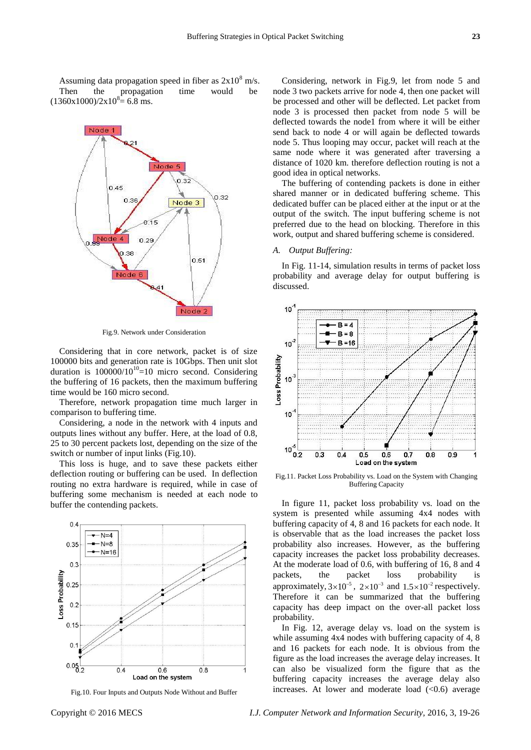Assuming data propagation speed in fiber as $2x10^8$ m/s. Then the propagation time would be $(1360x1000)/2x10^8$= 6.8 ms.

Fig.9. Network under Consideration

Considering that in core network, packet is of size 100000 bits and generation rate is 10Gbps. Then unit slot duration is $100000/10^{10}$=10 micro second. Considering the buffering of 16 packets, then the maximum buffering time would be 160 micro second.

Therefore, network propagation time much larger in comparison to buffering time.

Considering, a node in the network with 4 inputs and outputs lines without any buffer. Here, at the load of 0.8, 25 to 30 percent packets lost, depending on the size of the switch or number of input links (Fig.10).

This loss is huge, and to save these packets either deflection routing or buffering can be used. In deflection routing no extra hardware is required, while in case of buffering some mechanism is needed at each node to buffer the contending packets.

Fig.10. Four Inputs and Outputs Node Without and Buffer

Considering, network in Fig.9, let from node 5 and node 3 two packets arrive for node 4, then one packet will be processed and other will be deflected. Let packet from node 3 is processed then packet from node 5 will be deflected towards the node1 from where it will be either send back to node 4 or will again be deflected towards node 5. Thus looping may occur, packet will reach at the same node where it was generated after traversing a distance of 1020 km. therefore deflection routing is not a good idea in optical networks.

The buffering of contending packets is done in either shared manner or in dedicated buffering scheme. This dedicated buffer can be placed either at the input or at the output of the switch. The input buffering scheme is not preferred due to the head on blocking. Therefore in this work, output and shared buffering scheme is considered.

### *A. Output Buffering:*

In Fig. 11-14, simulation results in terms of packet loss probability and average delay for output buffering is discussed.

Fig.11. Packet Loss Probability vs. Load on the System with Changing Buffering Capacity

In figure 11, packet loss probability vs. load on the system is presented while assuming 4x4 nodes with buffering capacity of 4, 8 and 16 packets for each node. It is observable that as the load increases the packet loss probability also increases. However, as the buffering capacity increases the packet loss probability decreases. At the moderate load of 0.6, with buffering of 16, 8 and 4 packets, the packet loss probability is approximately, $3\times10^{-5}$, $2\times10^{-3}$ and $1.5\times10^{-2}$ respectively. Therefore it can be summarized that the buffering capacity has deep impact on the over-all packet loss probability.

In Fig. 12, average delay vs. load on the system is while assuming 4x4 nodes with buffering capacity of 4, 8 and 16 packets for each node. It is obvious from the figure as the load increases the average delay increases. It can also be visualized form the figure that as the buffering capacity increases the average delay also increases. At lower and moderate load (<0.6) average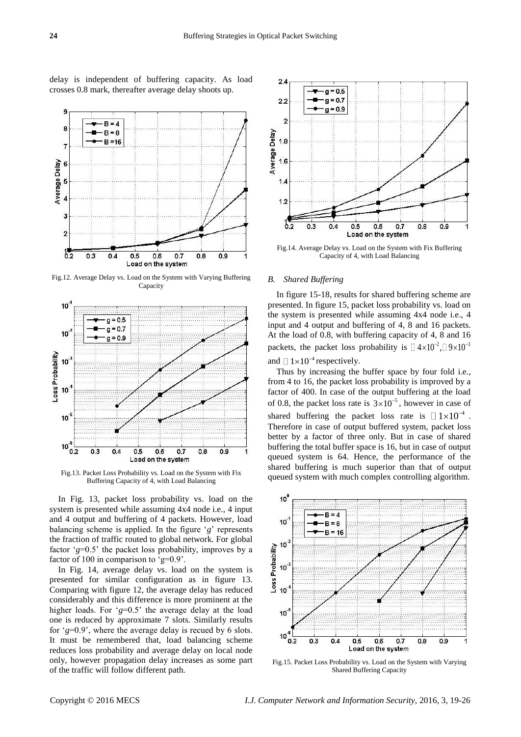delay is independent of buffering capacity. As load crosses 0.8 mark, thereafter average delay shoots up.

Fig.12. Average Delay vs. Load on the System with Varying Buffering Capacity

Fig.13. Packet Loss Probability vs. Load on the System with Fix Buffering Capacity of 4, with Load Balancing

In Fig. 13, packet loss probability vs. load on the system is presented while assuming 4x4 node i.e., 4 input and 4 output and buffering of 4 packets. However, load balancing scheme is applied. In the figure '*g*' represents the fraction of traffic routed to global network. For global factor '*g*=0.5' the packet loss probability, improves by a factor of 100 in comparison to 'g=0.9'.

In Fig. 14, average delay vs. load on the system is presented for similar configuration as in figure 13. Comparing with figure 12, the average delay has reduced considerably and this difference is more prominent at the higher loads. For '*g*=0.5' the average delay at the load one is reduced by approximate 7 slots. Similarly results for '*g*=0.9', where the average delay is recued by 6 slots. It must be remembered that, load balancing scheme reduces loss probability and average delay on local node only, however propagation delay increases as some part of the traffic will follow different path.

Fig.14. Average Delay vs. Load on the System with Fix Buffering Capacity of 4, with Load Balancing

### *B. Shared Buffering*

In figure 15-18, results for shared buffering scheme are presented. In figure 15, packet loss probability vs. load on the system is presented while assuming 4x4 node i.e., 4 input and 4 output and buffering of 4, 8 and 16 packets. At the load of 0.8, with buffering capacity of 4, 8 and 16 packets, the packet loss probability is $\approx 4\times10^{-2}, \approx 9\times10^{-3}$ and $\approx 1\times10^{-4}$ respectively.

Thus by increasing the buffer space by four fold i.e., from 4 to 16, the packet loss probability is improved by a factor of 400. In case of the output buffering at the load of 0.8, the packet loss rate is $3\times10^{-5}$, however in case of shared buffering the packet loss rate is $\approx 1\times10^{-4}$. Therefore in case of output buffered system, packet loss better by a factor of three only. But in case of shared buffering the total buffer space is 16, but in case of output queued system is 64. Hence, the performance of the shared buffering is much superior than that of output queued system with much complex controlling algorithm.

Fig.15. Packet Loss Probability vs. Load on the System with Varying Shared Buffering Capacity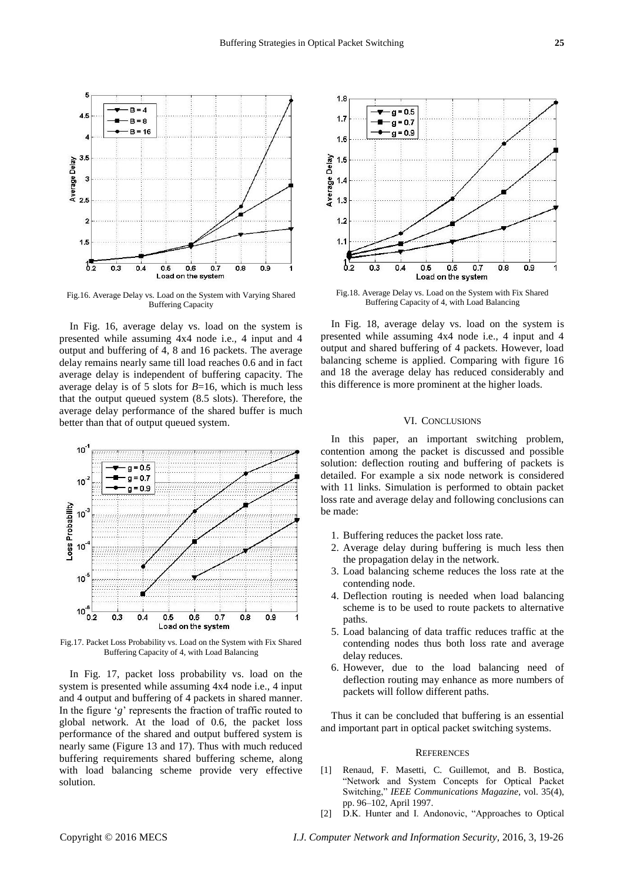Fig.16. Average Delay vs. Load on the System with Varying Shared Buffering Capacity

In Fig. 16, average delay vs. load on the system is presented while assuming 4x4 node i.e., 4 input and 4 output and buffering of 4, 8 and 16 packets. The average delay remains nearly same till load reaches 0.6 and in fact average delay is independent of buffering capacity. The average delay is of 5 slots for $B$=16, which is much less that the output queued system (8.5 slots). Therefore, the average delay performance of the shared buffer is much better than that of output queued system.

Fig.17. Packet Loss Probability vs. Load on the System with Fix Shared Buffering Capacity of 4, with Load Balancing

In Fig. 17, packet loss probability vs. load on the system is presented while assuming 4x4 node i.e., 4 input and 4 output and buffering of 4 packets in shared manner. In the figure '$g$' represents the fraction of traffic routed to global network. At the load of 0.6, the packet loss performance of the shared and output buffered system is nearly same (Figure 13 and 17). Thus with much reduced buffering requirements shared buffering scheme, along with load balancing scheme provide very effective solution.

Fig.18. Average Delay vs. Load on the System with Fix Shared Buffering Capacity of 4, with Load Balancing

In Fig. 18, average delay vs. load on the system is presented while assuming 4x4 node i.e., 4 input and 4 output and shared buffering of 4 packets. However, load balancing scheme is applied. Comparing with figure 16 and 18 the average delay has reduced considerably and this difference is more prominent at the higher loads.

## VI. Conclusions

In this paper, an important switching problem, contention among the packet is discussed and possible solution: deflection routing and buffering of packets is detailed. For example a six node network is considered with 11 links. Simulation is performed to obtain packet loss rate and average delay and following conclusions can be made:

1. Buffering reduces the packet loss rate.
2. Average delay during buffering is much less then the propagation delay in the network.
3. Load balancing scheme reduces the loss rate at the contending node.
4. Deflection routing is needed when load balancing scheme is to be used to route packets to alternative paths.
5. Load balancing of data traffic reduces traffic at the contending nodes thus both loss rate and average delay reduces.
6. However, due to the load balancing need of deflection routing may enhance as more numbers of packets will follow different paths.

Thus it can be concluded that buffering is an essential and important part in optical packet switching systems.

## References

[1] Renaud, F. Masetti, C. Guillemot, and B. Bostica, "Network and System Concepts for Optical Packet Switching," *IEEE Communications Magazine*, vol. 35(4), pp. 96–102, April 1997.

[2] D.K. Hunter and I. Andonovic, "Approaches to Optical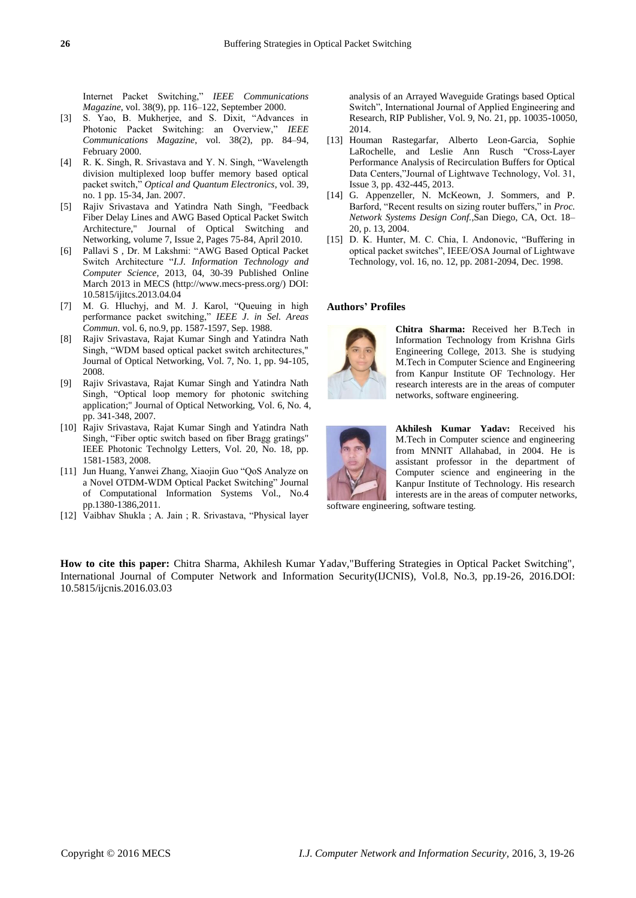Internet Packet Switching," *IEEE Communications Magazine*, vol. 38(9), pp. 116–122, September 2000.

[3] S. Yao, B. Mukherjee, and S. Dixit, "Advances in Photonic Packet Switching: an Overview," *IEEE Communications Magazine*, vol. 38(2), pp. 84–94, February 2000.

[4] R. K. Singh, R. Srivastava and Y. N. Singh, "Wavelength division multiplexed loop buffer memory based optical packet switch," *Optical and Quantum Electronics*, vol. 39, no. 1 pp. 15-34, Jan. 2007.

[5] Rajiv Srivastava and Yatindra Nath Singh, "Feedback Fiber Delay Lines and AWG Based Optical Packet Switch Architecture," Journal of Optical Switching and Networking, volume 7, Issue 2, Pages 75-84, April 2010.

[6] Pallavi S , Dr. M Lakshmi: "AWG Based Optical Packet Switch Architecture "*I.J. Information Technology and Computer Science*, 2013, 04, 30-39 Published Online March 2013 in MECS (http://www.mecs-press.org/) DOI: 10.5815/ijitcs.2013.04.04

[7] M. G. Hluchyj, and M. J. Karol, "Queuing in high performance packet switching," *IEEE J. in Sel. Areas Commun.* vol. 6, no.9, pp. 1587-1597, Sep. 1988.

[8] Rajiv Srivastava, Rajat Kumar Singh and Yatindra Nath Singh, "WDM based optical packet switch architectures," Journal of Optical Networking, Vol. 7, No. 1, pp. 94-105, 2008.

[9] Rajiv Srivastava, Rajat Kumar Singh and Yatindra Nath Singh, "Optical loop memory for photonic switching application;" Journal of Optical Networking, Vol. 6, No. 4, pp. 341-348, 2007.

[10] Rajiv Srivastava, Rajat Kumar Singh and Yatindra Nath Singh, "Fiber optic switch based on fiber Bragg gratings" IEEE Photonic Technolgy Letters, Vol. 20, No. 18, pp. 1581-1583, 2008.

[11] Jun Huang, Yanwei Zhang, Xiaojin Guo "QoS Analyze on a Novel OTDM-WDM Optical Packet Switching" Journal of Computational Information Systems Vol., No.4 pp.1380-1386,2011.

[12] Vaibhav Shukla ; A. Jain ; R. Srivastava, "Physical layer analysis of an Arrayed Waveguide Gratings based Optical Switch", International Journal of Applied Engineering and Research, RIP Publisher, Vol. 9, No. 21, pp. 10035-10050, 2014.

[13] Houman Rastegarfar, Alberto Leon-Garcia, Sophie LaRochelle, and Leslie Ann Rusch "Cross-Layer Performance Analysis of Recirculation Buffers for Optical Data Centers,"Journal of Lightwave Technology, Vol. 31, Issue 3, pp. 432-445, 2013.

[14] G. Appenzeller, N. McKeown, J. Sommers, and P. Barford, "Recent results on sizing router buffers," in *Proc. Network Systems Design Conf.*,San Diego, CA, Oct. 18–20, p. 13, 2004.

[15] D. K. Hunter, M. C. Chia, I. Andonovic, "Buffering in optical packet switches", IEEE/OSA Journal of Lightwave Technology, vol. 16, no. 12, pp. 2081-2094, Dec. 1998.

## Authors' Profiles

**Chitra Sharma:** Received her B.Tech in Information Technology from Krishna Girls Engineering College, 2013. She is studying M.Tech in Computer Science and Engineering from Kanpur Institute OF Technology. Her research interests are in the areas of computer networks, software engineering.

**Akhilesh Kumar Yadav:** Received his M.Tech in Computer science and engineering from MNNIT Allahabad, in 2004. He is assistant professor in the department of Computer science and engineering in the Kanpur Institute of Technology. His research interests are in the areas of computer networks, software engineering, software testing.

**How to cite this paper:** Chitra Sharma, Akhilesh Kumar Yadav,"Buffering Strategies in Optical Packet Switching", International Journal of Computer Network and Information Security(IJCNIS), Vol.8, No.3, pp.19-26, 2016.DOI: 10.5815/ijcnis.2016.03.03